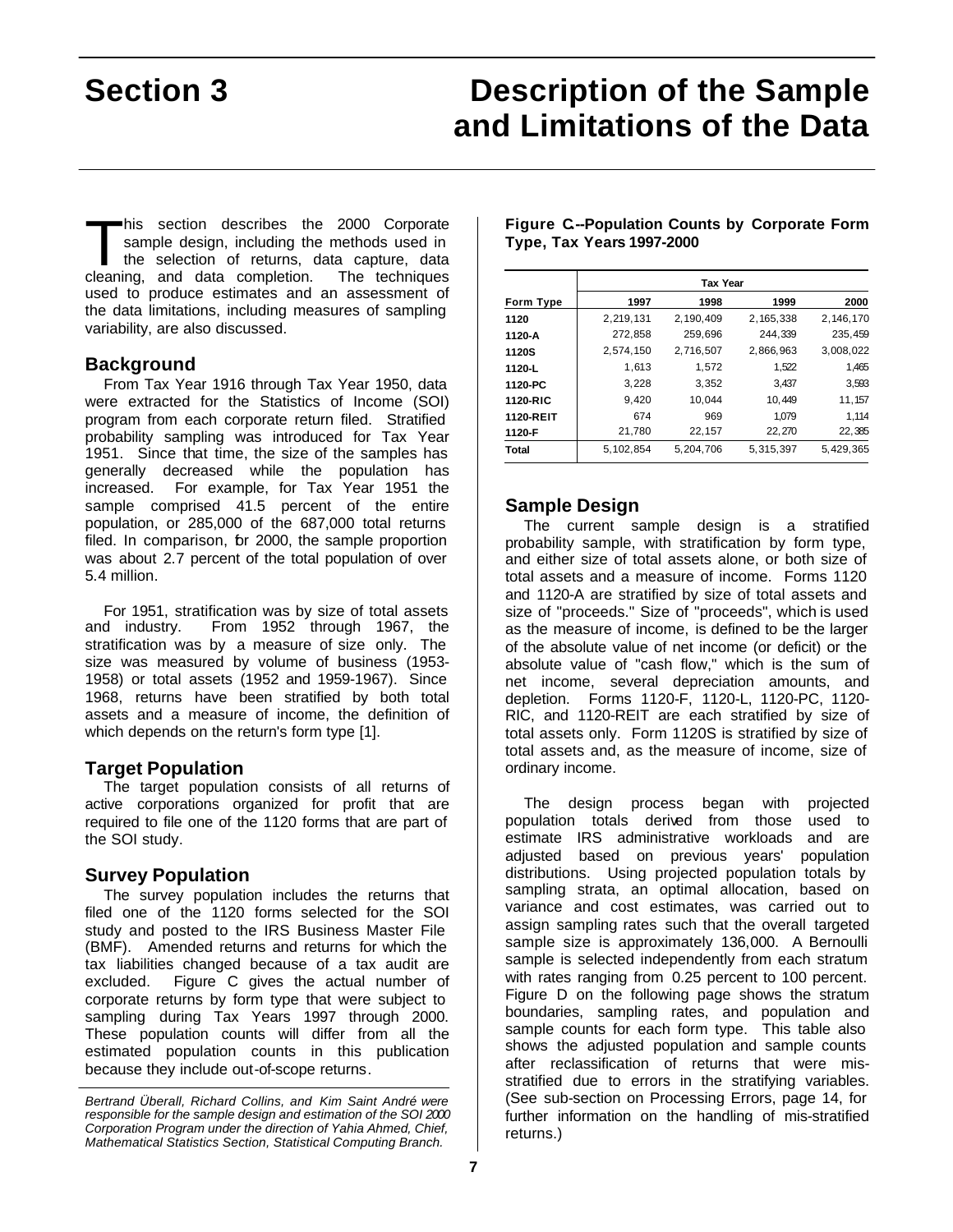# Section 3 Description of the Sample and Limitations of the Data

This section describes the 2000 Corporate sample design, including the methods used in the selection of returns, data capture, data cleaning, and data completion. The techniques used to produce estimates and an assessment of the data limitations, including measures of sampling variability, are also discussed.

## Background

From Tax Year 1916 through Tax Year 1950, data were extracted for the Statistics of Income (SOI) program from each corporate return filed. Stratified probability sampling was introduced for Tax Year 1951. Since that time, the size of the samples has generally decreased while the population has increased. For example, for Tax Year 1951 the sample comprised 41.5 percent of the entire population, or 285,000 of the 687,000 total returns filed. In comparison, for 2000, the sample proportion was about 2.7 percent of the total population of over 5.4 million.

For 1951, stratification was by size of total assets and industry. From 1952 through 1967, the stratification was by a measure of size only. The size was measured by volume of business (1953-1958) or total assets (1952 and 1959-1967). Since 1968, returns have been stratified by both total assets and a measure of income, the definition of which depends on the return's form type [1].

## Target Population

The target population consists of all returns of active corporations organized for profit that are required to file one of the 1120 forms that are part of the SOI study.

## Survey Population

The survey population includes the returns that filed one of the 1120 forms selected for the SOI study and posted to the IRS Business Master File (BMF). Amended returns and returns for which the tax liabilities changed because of a tax audit are excluded. Figure C gives the actual number of corporate returns by form type that were subject to sampling during Tax Years 1997 through 2000. These population counts will differ from all the estimated population counts in this publication because they include out-of-scope returns.

*Bertrand Überall, Richard Collins, and Kim Saint André were responsible for the sample design and estimation of the SOI 2000 Corporation Program under the direction of Yahia Ahmed, Chief, Mathematical Statistics Section, Statistical Computing Branch.*

**Figure C.--Population Counts by Corporate Form Type, Tax Years 1997-2000**

| | Tax Year | | | |
|---|---|---|---|---|
| **Form Type** | **1997** | **1998** | **1999** | **2000** |
| **1120** | 2,219,131 | 2,190,409 | 2,165,338 | 2,146,170 |
| **1120-A** | 272,858 | 259,696 | 244,339 | 235,459 |
| **1120S** | 2,574,150 | 2,716,507 | 2,866,963 | 3,008,022 |
| **1120-L** | 1,613 | 1,572 | 1,522 | 1,465 |
| **1120-PC** | 3,228 | 3,352 | 3,437 | 3,593 |
| **1120-RIC** | 9,420 | 10,044 | 10,449 | 11,157 |
| **1120-REIT** | 674 | 969 | 1,079 | 1,114 |
| **1120-F** | 21,780 | 22,157 | 22,270 | 22,385 |
| **Total** | 5,102,854 | 5,204,706 | 5,315,397 | 5,429,365 |

## Sample Design

The current sample design is a stratified probability sample, with stratification by form type, and either size of total assets alone, or both size of total assets and a measure of income. Forms 1120 and 1120-A are stratified by size of total assets and size of "proceeds." Size of "proceeds", which is used as the measure of income, is defined to be the larger of the absolute value of net income (or deficit) or the absolute value of "cash flow," which is the sum of net income, several depreciation amounts, and depletion. Forms 1120-F, 1120-L, 1120-PC, 1120-RIC, and 1120-REIT are each stratified by size of total assets only. Form 1120S is stratified by size of total assets and, as the measure of income, size of ordinary income.

The design process began with projected population totals derived from those used to estimate IRS administrative workloads and are adjusted based on previous years' population distributions. Using projected population totals by sampling strata, an optimal allocation, based on variance and cost estimates, was carried out to assign sampling rates such that the overall targeted sample size is approximately 136,000. A Bernoulli sample is selected independently from each stratum with rates ranging from 0.25 percent to 100 percent. Figure D on the following page shows the stratum boundaries, sampling rates, and population and sample counts for each form type. This table also shows the adjusted population and sample counts after reclassification of returns that were mis-stratified due to errors in the stratifying variables. (See sub-section on Processing Errors, page 14, for further information on the handling of mis-stratified returns.)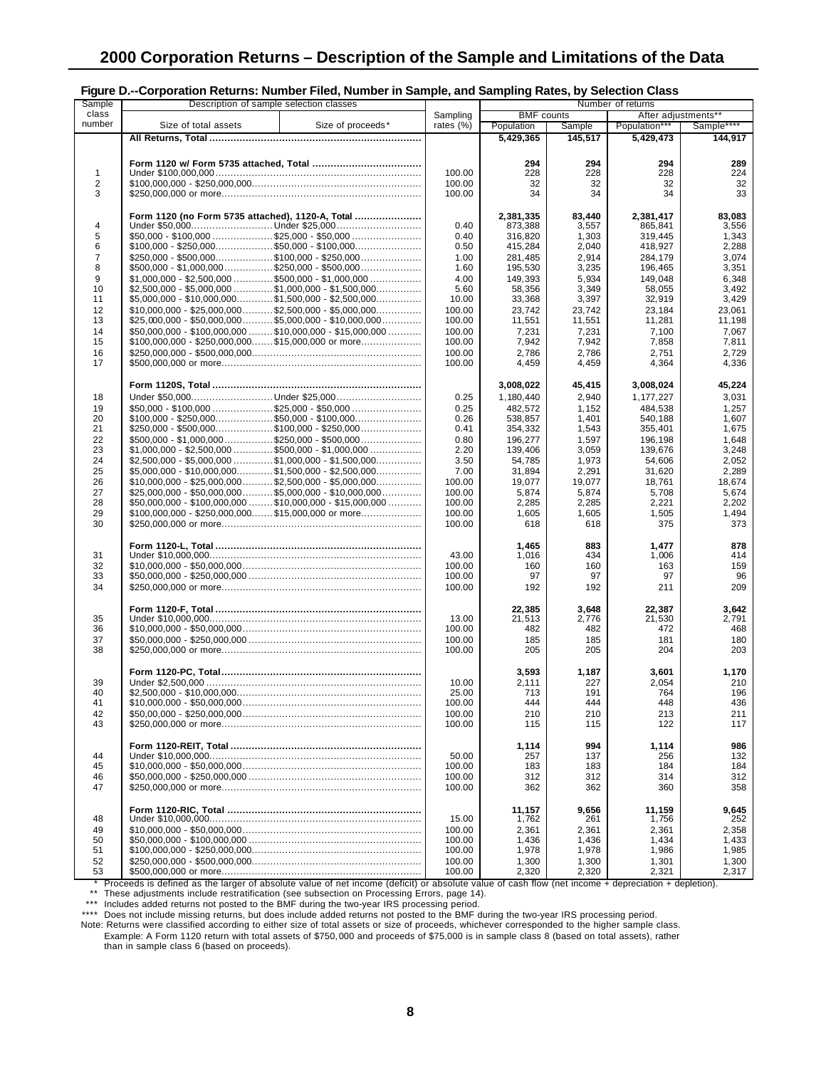## 2000 Corporation Returns – Description of the Sample and Limitations of the Data

**Figure D.--Corporation Returns: Number Filed, Number in Sample, and Sampling Rates, by Selection Class**

| Sample class number | Description of sample selection classes | | Sampling rates (%) | Number of returns | | | |
|---|---|---|---|---|---|---|---|
| | | | | BMF counts | | After adjustments** | |
| | Size of total assets | Size of proceeds* | | Population | Sample | Population*** | Sample**** |
| | **All Returns, Total** | | | **5,429,365** | **145,517** | **5,429,473** | **144,917** |
| | **Form 1120 w/ Form 5735 attached, Total** | | | **294** | **294** | **294** | **289** |
| 1 | Under $100,000,000 | | 100.00 | 228 | 228 | 228 | 224 |
| 2 | $100,000,000 - $250,000,000 | | 100.00 | 32 | 32 | 32 | 32 |
| 3 | $250,000,000 or more | | 100.00 | 34 | 34 | 34 | 33 |
| | **Form 1120 (no Form 5735 attached), 1120-A, Total** | | | **2,381,335** | **83,440** | **2,381,417** | **83,083** |
| 4 | Under $50,000 | Under $25,000 | 0.40 | 873,388 | 3,557 | 865,841 | 3,556 |
| 5 | $50,000 - $100,000 | $25,000 - $50,000 | 0.40 | 316,820 | 1,303 | 319,445 | 1,343 |
| 6 | $100,000 - $250,000 | $50,000 - $100,000 | 0.50 | 415,284 | 2,040 | 418,927 | 2,288 |
| 7 | $250,000 - $500,000 | $100,000 - $250,000 | 1.00 | 281,485 | 2,914 | 284,179 | 3,074 |
| 8 | $500,000 - $1,000,000 | $250,000 - $500,000 | 1.60 | 195,530 | 3,235 | 196,465 | 3,351 |
| 9 | $1,000,000 - $2,500,000 | $500,000 - $1,000,000 | 4.00 | 149,393 | 5,934 | 149,048 | 6,348 |
| 10 | $2,500,000 - $5,000,000 | $1,000,000 - $1,500,000 | 5.60 | 58,356 | 3,349 | 58,055 | 3,492 |
| 11 | $5,000,000 - $10,000,000 | $1,500,000 - $2,500,000 | 10.00 | 33,368 | 3,397 | 32,919 | 3,429 |
| 12 | $10,000,000 - $25,000,000 | $2,500,000 - $5,000,000 | 100.00 | 23,742 | 23,742 | 23,184 | 23,061 |
| 13 | $25,000,000 - $50,000,000 | $5,000,000 - $10,000,000 | 100.00 | 11,551 | 11,551 | 11,281 | 11,198 |
| 14 | $50,000,000 - $100,000,000 | $10,000,000 - $15,000,000 | 100.00 | 7,231 | 7,231 | 7,100 | 7,067 |
| 15 | $100,000,000 - $250,000,000 | $15,000,000 or more | 100.00 | 7,942 | 7,942 | 7,858 | 7,811 |
| 16 | $250,000,000 - $500,000,000 | | 100.00 | 2,786 | 2,786 | 2,751 | 2,729 |
| 17 | $500,000,000 or more | | 100.00 | 4,459 | 4,459 | 4,364 | 4,336 |
| | **Form 1120S, Total** | | | **3,008,022** | **45,415** | **3,008,024** | **45,224** |
| 18 | Under $50,000 | Under $25,000 | 0.25 | 1,180,440 | 2,940 | 1,177,227 | 3,031 |
| 19 | $50,000 - $100,000 | $25,000 - $50,000 | 0.25 | 482,572 | 1,152 | 484,538 | 1,257 |
| 20 | $100,000 - $250,000 | $50,000 - $100,000 | 0.26 | 538,857 | 1,401 | 540,188 | 1,607 |
| 21 | $250,000 - $500,000 | $100,000 - $250,000 | 0.41 | 354,332 | 1,543 | 355,401 | 1,675 |
| 22 | $500,000 - $1,000,000 | $250,000 - $500,000 | 0.80 | 196,277 | 1,597 | 196,198 | 1,648 |
| 23 | $1,000,000 - $2,500,000 | $500,000 - $1,000,000 | 2.20 | 139,406 | 3,059 | 139,676 | 3,248 |
| 24 | $2,500,000 - $5,000,000 | $1,000,000 - $1,500,000 | 3.50 | 54,785 | 1,973 | 54,606 | 2,052 |
| 25 | $5,000,000 - $10,000,000 | $1,500,000 - $2,500,000 | 7.00 | 31,894 | 2,291 | 31,620 | 2,289 |
| 26 | $10,000,000 - $25,000,000 | $2,500,000 - $5,000,000 | 100.00 | 19,077 | 19,077 | 18,761 | 18,674 |
| 27 | $25,000,000 - $50,000,000 | $5,000,000 - $10,000,000 | 100.00 | 5,874 | 5,874 | 5,708 | 5,674 |
| 28 | $50,000,000 - $100,000,000 | $10,000,000 - $15,000,000 | 100.00 | 2,285 | 2,285 | 2,221 | 2,202 |
| 29 | $100,000,000 - $250,000,000 | $15,000,000 or more | 100.00 | 1,605 | 1,605 | 1,505 | 1,494 |
| 30 | $250,000,000 or more | | 100.00 | 618 | 618 | 375 | 373 |
| | **Form 1120-L, Total** | | | **1,465** | **883** | **1,477** | **878** |
| 31 | Under $10,000,000 | | 43.00 | 1,016 | 434 | 1,006 | 414 |
| 32 | $10,000,000 - $50,000,000 | | 100.00 | 160 | 160 | 163 | 159 |
| 33 | $50,000,000 - $250,000,000 | | 100.00 | 97 | 97 | 97 | 96 |
| 34 | $250,000,000 or more | | 100.00 | 192 | 192 | 211 | 209 |
| | **Form 1120-F, Total** | | | **22,385** | **3,648** | **22,387** | **3,642** |
| 35 | Under $10,000,000 | | 13.00 | 21,513 | 2,776 | 21,530 | 2,791 |
| 36 | $10,000,000 - $50,000,000 | | 100.00 | 482 | 482 | 472 | 468 |
| 37 | $50,000,000 - $250,000,000 | | 100.00 | 185 | 185 | 181 | 180 |
| 38 | $250,000,000 or more | | 100.00 | 205 | 205 | 204 | 203 |
| | **Form 1120-PC, Total** | | | **3,593** | **1,187** | **3,601** | **1,170** |
| 39 | Under $2,500,000 | | 10.00 | 2,111 | 227 | 2,054 | 210 |
| 40 | $2,500,000 - $10,000,000 | | 25.00 | 713 | 191 | 764 | 196 |
| 41 | $10,000,000 - $50,000,000 | | 100.00 | 444 | 444 | 448 | 436 |
| 42 | $50,00,000 - $250,000,000 | | 100.00 | 210 | 210 | 213 | 211 |
| 43 | $250,000,000 or more | | 100.00 | 115 | 115 | 122 | 117 |
| | **Form 1120-REIT, Total** | | | **1,114** | **994** | **1,114** | **986** |
| 44 | Under $10,000,000 | | 50.00 | 257 | 137 | 256 | 132 |
| 45 | $10,000,000 - $50,000,000 | | 100.00 | 183 | 183 | 184 | 184 |
| 46 | $50,000,000 - $250,000,000 | | 100.00 | 312 | 312 | 314 | 312 |
| 47 | $250,000,000 or more | | 100.00 | 362 | 362 | 360 | 358 |
| | **Form 1120-RIC, Total** | | | **11,157** | **9,656** | **11,159** | **9,645** |
| 48 | Under $10,000,000 | | 15.00 | 1,762 | 261 | 1,756 | 252 |
| 49 | $10,000,000 - $50,000,000 | | 100.00 | 2,361 | 2,361 | 2,361 | 2,358 |
| 50 | $50,000,000 - $100,000,000 | | 100.00 | 1,436 | 1,436 | 1,434 | 1,433 |
| 51 | $100,000,000 - $250,000,000 | | 100.00 | 1,978 | 1,978 | 1,986 | 1,985 |
| 52 | $250,000,000 - $500,000,000 | | 100.00 | 1,300 | 1,300 | 1,301 | 1,300 |
| 53 | $500,000,000 or more | | 100.00 | 2,320 | 2,320 | 2,321 | 2,317 |

\* Proceeds is defined as the larger of absolute value of net income (deficit) or absolute value of cash flow (net income + depreciation + depletion).

** These adjustments include restratification (see subsection on Processing Errors, page 14).

*** Includes added returns not posted to the BMF during the two-year IRS processing period.

**** Does not include missing returns, but does include added returns not posted to the BMF during the two-year IRS processing period.

Note: Returns were classified according to either size of total assets or size of proceeds, whichever corresponded to the higher sample class. Example: A Form 1120 return with total assets of $750,000 and proceeds of $75,000 is in sample class 8 (based on total assets), rather than in sample class 6 (based on proceeds).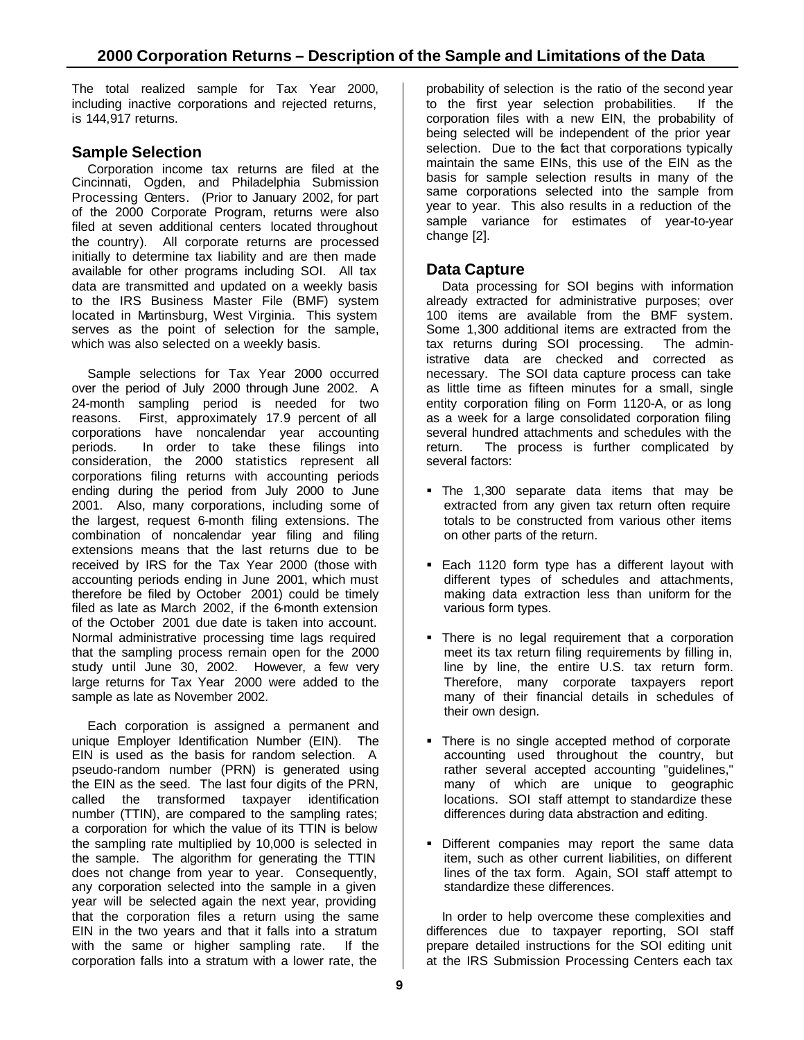The total realized sample for Tax Year 2000, including inactive corporations and rejected returns, is 144,917 returns.

## Sample Selection

Corporation income tax returns are filed at the Cincinnati, Ogden, and Philadelphia Submission Processing Centers. (Prior to January 2002, for part of the 2000 Corporate Program, returns were also filed at seven additional centers located throughout the country). All corporate returns are processed initially to determine tax liability and are then made available for other programs including SOI. All tax data are transmitted and updated on a weekly basis to the IRS Business Master File (BMF) system located in Martinsburg, West Virginia. This system serves as the point of selection for the sample, which was also selected on a weekly basis.

Sample selections for Tax Year 2000 occurred over the period of July 2000 through June 2002. A 24-month sampling period is needed for two reasons. First, approximately 17.9 percent of all corporations have noncalendar year accounting periods. In order to take these filings into consideration, the 2000 statistics represent all corporations filing returns with accounting periods ending during the period from July 2000 to June 2001. Also, many corporations, including some of the largest, request 6-month filing extensions. The combination of noncalendar year filing and filing extensions means that the last returns due to be received by IRS for the Tax Year 2000 (those with accounting periods ending in June 2001, which must therefore be filed by October 2001) could be timely filed as late as March 2002, if the 6-month extension of the October 2001 due date is taken into account. Normal administrative processing time lags required that the sampling process remain open for the 2000 study until June 30, 2002. However, a few very large returns for Tax Year 2000 were added to the sample as late as November 2002.

Each corporation is assigned a permanent and unique Employer Identification Number (EIN). The EIN is used as the basis for random selection. A pseudo-random number (PRN) is generated using the EIN as the seed. The last four digits of the PRN, called the transformed taxpayer identification number (TTIN), are compared to the sampling rates; a corporation for which the value of its TTIN is below the sampling rate multiplied by 10,000 is selected in the sample. The algorithm for generating the TTIN does not change from year to year. Consequently, any corporation selected into the sample in a given year will be selected again the next year, providing that the corporation files a return using the same EIN in the two years and that it falls into a stratum with the same or higher sampling rate. If the corporation falls into a stratum with a lower rate, the probability of selection is the ratio of the second year to the first year selection probabilities. If the corporation files with a new EIN, the probability of being selected will be independent of the prior year selection. Due to the fact that corporations typically maintain the same EINs, this use of the EIN as the basis for sample selection results in many of the same corporations selected into the sample from year to year. This also results in a reduction of the sample variance for estimates of year-to-year change [2].

## Data Capture

Data processing for SOI begins with information already extracted for administrative purposes; over 100 items are available from the BMF system. Some 1,300 additional items are extracted from the tax returns during SOI processing. The administrative data are checked and corrected as necessary. The SOI data capture process can take as little time as fifteen minutes for a small, single entity corporation filing on Form 1120-A, or as long as a week for a large consolidated corporation filing several hundred attachments and schedules with the return. The process is further complicated by several factors:

- The 1,300 separate data items that may be extracted from any given tax return often require totals to be constructed from various other items on other parts of the return.
- Each 1120 form type has a different layout with different types of schedules and attachments, making data extraction less than uniform for the various form types.
- There is no legal requirement that a corporation meet its tax return filing requirements by filling in, line by line, the entire U.S. tax return form. Therefore, many corporate taxpayers report many of their financial details in schedules of their own design.
- There is no single accepted method of corporate accounting used throughout the country, but rather several accepted accounting "guidelines," many of which are unique to geographic locations. SOI staff attempt to standardize these differences during data abstraction and editing.
- Different companies may report the same data item, such as other current liabilities, on different lines of the tax form. Again, SOI staff attempt to standardize these differences.

In order to help overcome these complexities and differences due to taxpayer reporting, SOI staff prepare detailed instructions for the SOI editing unit at the IRS Submission Processing Centers each tax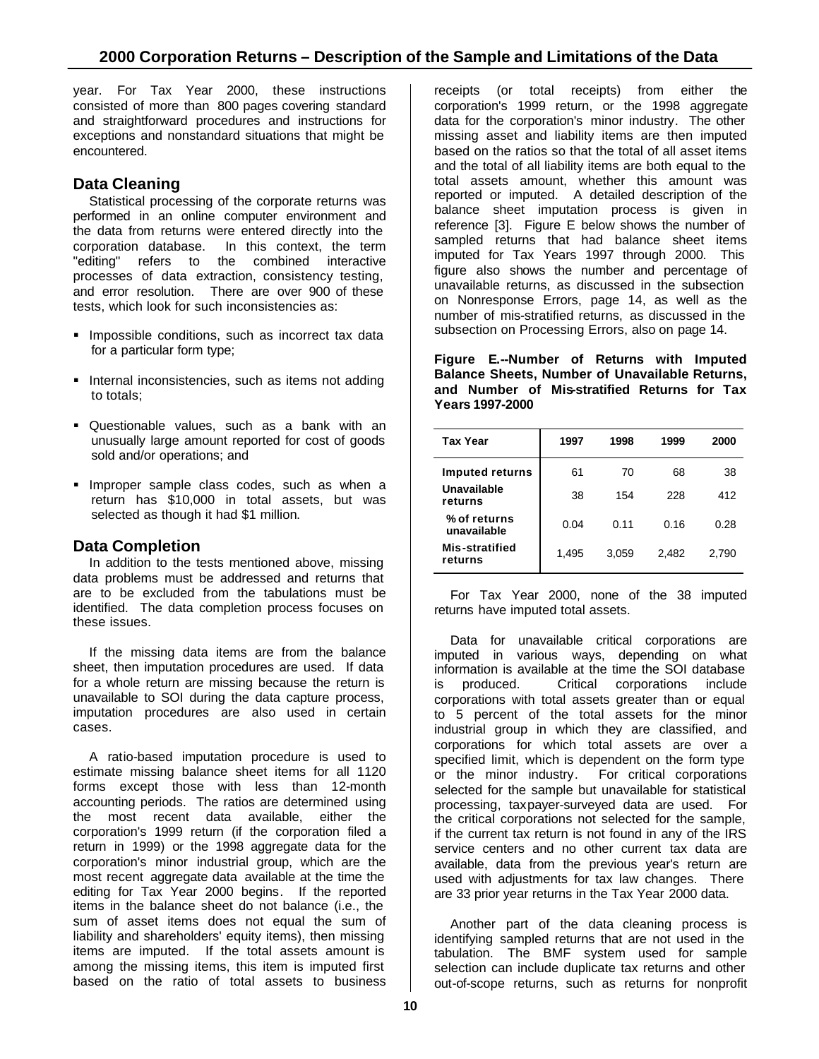year. For Tax Year 2000, these instructions consisted of more than 800 pages covering standard and straightforward procedures and instructions for exceptions and nonstandard situations that might be encountered.

## Data Cleaning

Statistical processing of the corporate returns was performed in an online computer environment and the data from returns were entered directly into the corporation database. In this context, the term "editing" refers to the combined interactive processes of data extraction, consistency testing, and error resolution. There are over 900 of these tests, which look for such inconsistencies as:

- Impossible conditions, such as incorrect tax data for a particular form type;
- Internal inconsistencies, such as items not adding to totals;
- Questionable values, such as a bank with an unusually large amount reported for cost of goods sold and/or operations; and
- Improper sample class codes, such as when a return has $10,000 in total assets, but was selected as though it had $1 million.

## Data Completion

In addition to the tests mentioned above, missing data problems must be addressed and returns that are to be excluded from the tabulations must be identified. The data completion process focuses on these issues.

If the missing data items are from the balance sheet, then imputation procedures are used. If data for a whole return are missing because the return is unavailable to SOI during the data capture process, imputation procedures are also used in certain cases.

A ratio-based imputation procedure is used to estimate missing balance sheet items for all 1120 forms except those with less than 12-month accounting periods. The ratios are determined using the most recent data available, either the corporation's 1999 return (if the corporation filed a return in 1999) or the 1998 aggregate data for the corporation's minor industrial group, which are the most recent aggregate data available at the time the editing for Tax Year 2000 begins. If the reported items in the balance sheet do not balance (i.e., the sum of asset items does not equal the sum of liability and shareholders' equity items), then missing items are imputed. If the total assets amount is among the missing items, this item is imputed first based on the ratio of total assets to business receipts (or total receipts) from either the corporation's 1999 return, or the 1998 aggregate data for the corporation's minor industry. The other missing asset and liability items are then imputed based on the ratios so that the total of all asset items and the total of all liability items are both equal to the total assets amount, whether this amount was reported or imputed. A detailed description of the balance sheet imputation process is given in reference [3]. Figure E below shows the number of sampled returns that had balance sheet items imputed for Tax Years 1997 through 2000. This figure also shows the number and percentage of unavailable returns, as discussed in the subsection on Nonresponse Errors, page 14, as well as the number of mis-stratified returns, as discussed in the subsection on Processing Errors, also on page 14.

**Figure E.--Number of Returns with Imputed Balance Sheets, Number of Unavailable Returns, and Number of Mis-stratified Returns for Tax Years 1997-2000**

| Tax Year | 1997 | 1998 | 1999 | 2000 |
|---|---|---|---|---|
| Imputed returns | 61 | 70 | 68 | 38 |
| Unavailable returns | 38 | 154 | 228 | 412 |
| % of returns unavailable | 0.04 | 0.11 | 0.16 | 0.28 |
| Mis-stratified returns | 1,495 | 3,059 | 2,482 | 2,790 |

For Tax Year 2000, none of the 38 imputed returns have imputed total assets.

Data for unavailable critical corporations are imputed in various ways, depending on what information is available at the time the SOI database is produced. Critical corporations include corporations with total assets greater than or equal to 5 percent of the total assets for the minor industrial group in which they are classified, and corporations for which total assets are over a specified limit, which is dependent on the form type or the minor industry. For critical corporations selected for the sample but unavailable for statistical processing, taxpayer-surveyed data are used. For the critical corporations not selected for the sample, if the current tax return is not found in any of the IRS service centers and no other current tax data are available, data from the previous year's return are used with adjustments for tax law changes. There are 33 prior year returns in the Tax Year 2000 data.

Another part of the data cleaning process is identifying sampled returns that are not used in the tabulation. The BMF system used for sample selection can include duplicate tax returns and other out-of-scope returns, such as returns for nonprofit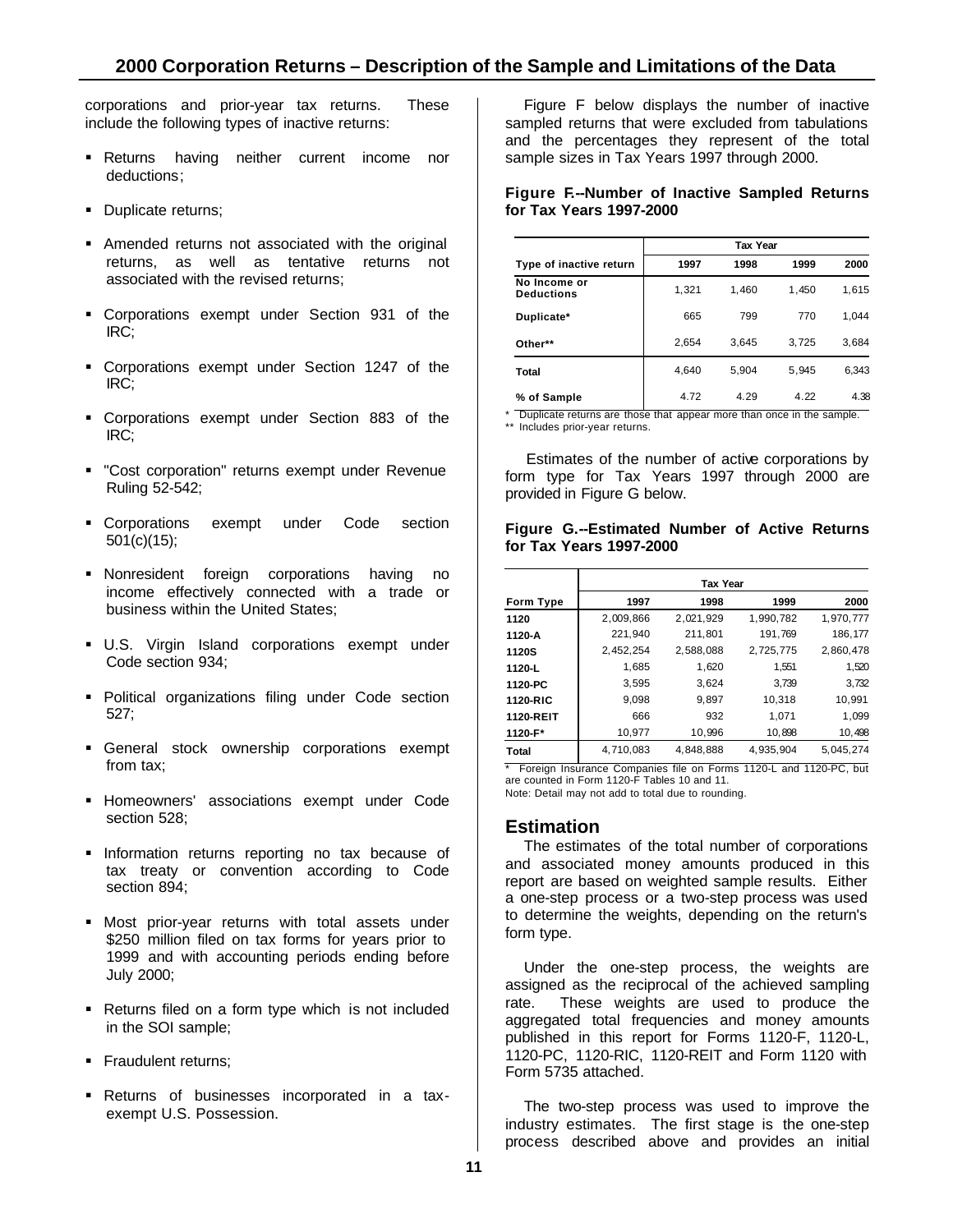corporations and prior-year tax returns. These include the following types of inactive returns:

- Returns having neither current income nor deductions;
- Duplicate returns;
- Amended returns not associated with the original returns, as well as tentative returns not associated with the revised returns;
- Corporations exempt under Section 931 of the IRC;
- Corporations exempt under Section 1247 of the IRC;
- Corporations exempt under Section 883 of the IRC;
- "Cost corporation" returns exempt under Revenue Ruling 52-542;
- Corporations exempt under Code section 501(c)(15);
- Nonresident foreign corporations having no income effectively connected with a trade or business within the United States;
- U.S. Virgin Island corporations exempt under Code section 934;
- Political organizations filing under Code section 527;
- General stock ownership corporations exempt from tax;
- Homeowners' associations exempt under Code section 528;
- Information returns reporting no tax because of tax treaty or convention according to Code section 894;
- Most prior-year returns with total assets under $250 million filed on tax forms for years prior to 1999 and with accounting periods ending before July 2000;
- Returns filed on a form type which is not included in the SOI sample;
- Fraudulent returns;
- Returns of businesses incorporated in a tax-exempt U.S. Possession.

Figure F below displays the number of inactive sampled returns that were excluded from tabulations and the percentages they represent of the total sample sizes in Tax Years 1997 through 2000.

**Figure F.--Number of Inactive Sampled Returns for Tax Years 1997-2000**

| | Tax Year | | | |
|---|---|---|---|---|
| Type of inactive return | 1997 | 1998 | 1999 | 2000 |
| No Income or Deductions | 1,321 | 1,460 | 1,450 | 1,615 |
| Duplicate* | 665 | 799 | 770 | 1,044 |
| Other** | 2,654 | 3,645 | 3,725 | 3,684 |
| Total | 4,640 | 5,904 | 5,945 | 6,343 |
| % of Sample | 4.72 | 4.29 | 4.22 | 4.38 |

\* Duplicate returns are those that appear more than once in the sample.
\** Includes prior-year returns.

Estimates of the number of active corporations by form type for Tax Years 1997 through 2000 are provided in Figure G below.

**Figure G.--Estimated Number of Active Returns for Tax Years 1997-2000**

| | Tax Year | | | |
|---|---|---|---|---|
| Form Type | 1997 | 1998 | 1999 | 2000 |
| 1120 | 2,009,866 | 2,021,929 | 1,990,782 | 1,970,777 |
| 1120-A | 221,940 | 211,801 | 191,769 | 186,177 |
| 1120S | 2,452,254 | 2,588,088 | 2,725,775 | 2,860,478 |
| 1120-L | 1,685 | 1,620 | 1,551 | 1,520 |
| 1120-PC | 3,595 | 3,624 | 3,739 | 3,732 |
| 1120-RIC | 9,098 | 9,897 | 10,318 | 10,991 |
| 1120-REIT | 666 | 932 | 1,071 | 1,099 |
| 1120-F* | 10,977 | 10,996 | 10,898 | 10,498 |
| Total | 4,710,083 | 4,848,888 | 4,935,904 | 5,045,274 |

\* Foreign Insurance Companies file on Forms 1120-L and 1120-PC, but are counted in Form 1120-F Tables 10 and 11.
Note: Detail may not add to total due to rounding.

## Estimation

The estimates of the total number of corporations and associated money amounts produced in this report are based on weighted sample results. Either a one-step process or a two-step process was used to determine the weights, depending on the return's form type.

Under the one-step process, the weights are assigned as the reciprocal of the achieved sampling rate. These weights are used to produce the aggregated total frequencies and money amounts published in this report for Forms 1120-F, 1120-L, 1120-PC, 1120-RIC, 1120-REIT and Form 1120 with Form 5735 attached.

The two-step process was used to improve the industry estimates. The first stage is the one-step process described above and provides an initial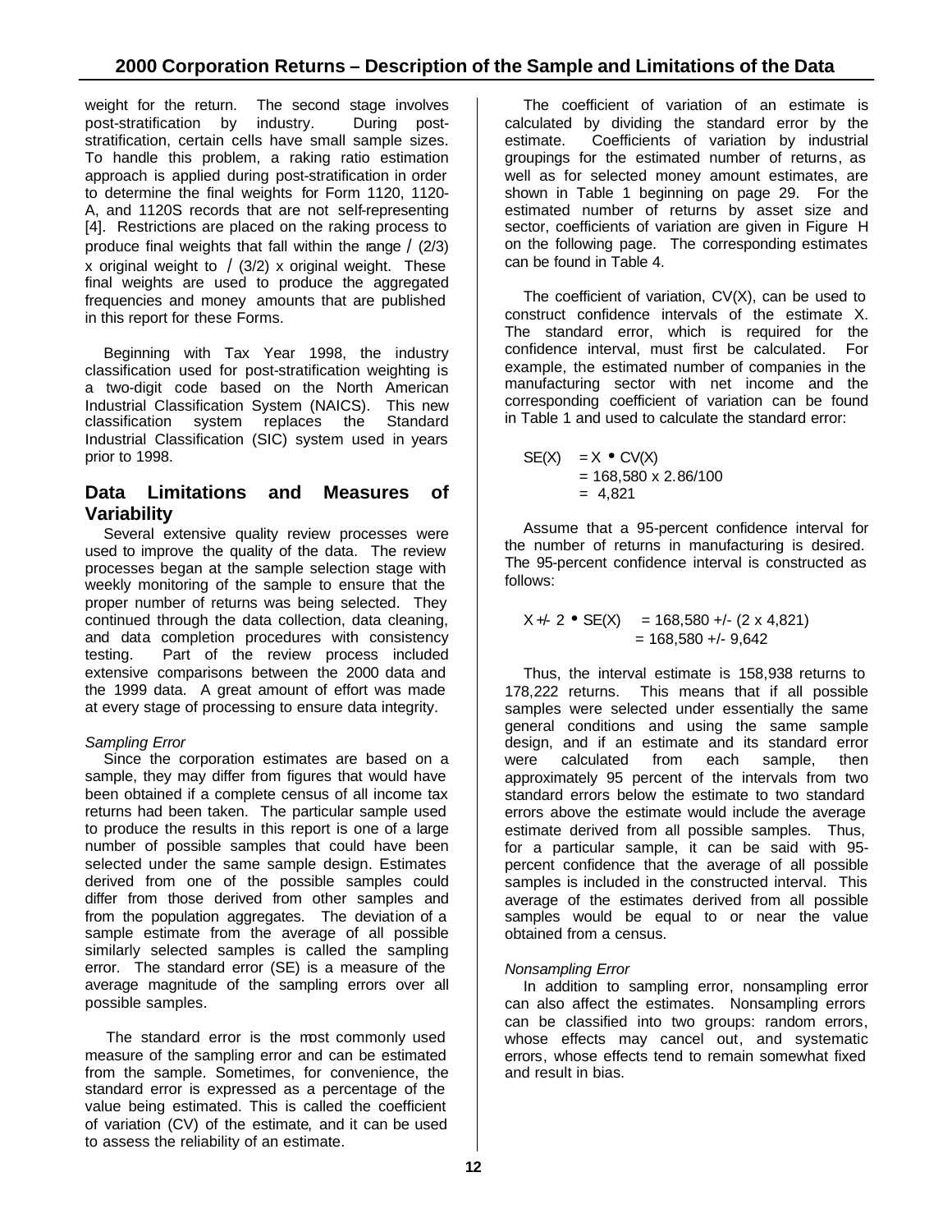weight for the return. The second stage involves post-stratification by industry. During post-stratification, certain cells have small sample sizes. To handle this problem, a raking ratio estimation approach is applied during post-stratification in order to determine the final weights for Form 1120, 1120-A, and 1120S records that are not self-representing [4]. Restrictions are placed on the raking process to produce final weights that fall within the range / (2/3) x original weight to / (3/2) x original weight. These final weights are used to produce the aggregated frequencies and money amounts that are published in this report for these Forms.

Beginning with Tax Year 1998, the industry classification used for post-stratification weighting is a two-digit code based on the North American Industrial Classification System (NAICS). This new classification system replaces the Standard Industrial Classification (SIC) system used in years prior to 1998.

## Data Limitations and Measures of Variability

Several extensive quality review processes were used to improve the quality of the data. The review processes began at the sample selection stage with weekly monitoring of the sample to ensure that the proper number of returns was being selected. They continued through the data collection, data cleaning, and data completion procedures with consistency testing. Part of the review process included extensive comparisons between the 2000 data and the 1999 data. A great amount of effort was made at every stage of processing to ensure data integrity.

*Sampling Error*

Since the corporation estimates are based on a sample, they may differ from figures that would have been obtained if a complete census of all income tax returns had been taken. The particular sample used to produce the results in this report is one of a large number of possible samples that could have been selected under the same sample design. Estimates derived from one of the possible samples could differ from those derived from other samples and from the population aggregates. The deviation of a sample estimate from the average of all possible similarly selected samples is called the sampling error. The standard error (SE) is a measure of the average magnitude of the sampling errors over all possible samples.

The standard error is the most commonly used measure of the sampling error and can be estimated from the sample. Sometimes, for convenience, the standard error is expressed as a percentage of the value being estimated. This is called the coefficient of variation (CV) of the estimate, and it can be used to assess the reliability of an estimate.

The coefficient of variation of an estimate is calculated by dividing the standard error by the estimate. Coefficients of variation by industrial groupings for the estimated number of returns, as well as for selected money amount estimates, are shown in Table 1 beginning on page 29. For the estimated number of returns by asset size and sector, coefficients of variation are given in Figure H on the following page. The corresponding estimates can be found in Table 4.

The coefficient of variation, CV(X), can be used to construct confidence intervals of the estimate X. The standard error, which is required for the confidence interval, must first be calculated. For example, the estimated number of companies in the manufacturing sector with net income and the corresponding coefficient of variation can be found in Table 1 and used to calculate the standard error:

$$
\begin{aligned}
SE(X) &= X \bullet CV(X) \\
&= 168{,}580 \times 2.86/100 \\
&= 4{,}821
\end{aligned}
$$

Assume that a 95-percent confidence interval for the number of returns in manufacturing is desired. The 95-percent confidence interval is constructed as follows:

$$
\begin{aligned}
X +/- 2 \bullet SE(X) &= 168{,}580 +/- (2 \times 4{,}821) \\
&= 168{,}580 +/- 9{,}642
\end{aligned}
$$

Thus, the interval estimate is 158,938 returns to 178,222 returns. This means that if all possible samples were selected under essentially the same general conditions and using the same sample design, and if an estimate and its standard error were calculated from each sample, then approximately 95 percent of the intervals from two standard errors below the estimate to two standard errors above the estimate would include the average estimate derived from all possible samples. Thus, for a particular sample, it can be said with 95-percent confidence that the average of all possible samples is included in the constructed interval. This average of the estimates derived from all possible samples would be equal to or near the value obtained from a census.

*Nonsampling Error*

In addition to sampling error, nonsampling error can also affect the estimates. Nonsampling errors can be classified into two groups: random errors, whose effects may cancel out, and systematic errors, whose effects tend to remain somewhat fixed and result in bias.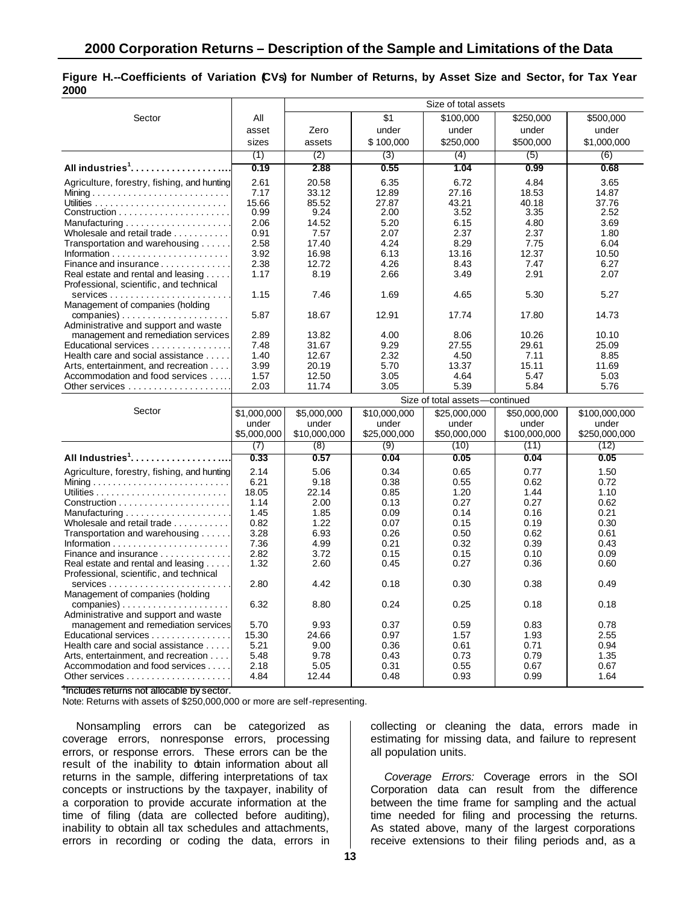## Figure H.--Coefficients of Variation (CVs) for Number of Returns, by Asset Size and Sector, for Tax Year 2000

| Sector | All asset sizes | Size of total assets | | | | |
|---|---|---|---|---|---|---|
| | | Zero assets | $1 under $100,000 | $100,000 under $250,000 | $250,000 under $500,000 | $500,000 under $1,000,000 |
| | (1) | (2) | (3) | (4) | (5) | (6) |
| **All industries[1]** | **0.19** | **2.88** | **0.55** | **1.04** | **0.99** | **0.68** |
| Agriculture, forestry, fishing, and hunting | 2.61 | 20.58 | 6.35 | 6.72 | 4.84 | 3.65 |
| Mining | 7.17 | 33.12 | 12.89 | 27.16 | 18.53 | 14.87 |
| Utilities | 15.66 | 85.52 | 27.87 | 43.21 | 40.18 | 37.76 |
| Construction | 0.99 | 9.24 | 2.00 | 3.52 | 3.35 | 2.52 |
| Manufacturing | 2.06 | 14.52 | 5.20 | 6.15 | 4.80 | 3.69 |
| Wholesale and retail trade | 0.91 | 7.57 | 2.07 | 2.37 | 2.37 | 1.80 |
| Transportation and warehousing | 2.58 | 17.40 | 4.24 | 8.29 | 7.75 | 6.04 |
| Information | 3.92 | 16.98 | 6.13 | 13.16 | 12.37 | 10.50 |
| Finance and insurance | 2.38 | 12.72 | 4.26 | 8.43 | 7.47 | 6.27 |
| Real estate and rental and leasing | 1.17 | 8.19 | 2.66 | 3.49 | 2.91 | 2.07 |
| Professional, scientific, and technical services | 1.15 | 7.46 | 1.69 | 4.65 | 5.30 | 5.27 |
| Management of companies (holding companies) | 5.87 | 18.67 | 12.91 | 17.74 | 17.80 | 14.73 |
| Administrative and support and waste management and remediation services | 2.89 | 13.82 | 4.00 | 8.06 | 10.26 | 10.10 |
| Educational services | 7.48 | 31.67 | 9.29 | 27.55 | 29.61 | 25.09 |
| Health care and social assistance | 1.40 | 12.67 | 2.32 | 4.50 | 7.11 | 8.85 |
| Arts, entertainment, and recreation | 3.99 | 20.19 | 5.70 | 13.37 | 15.11 | 11.69 |
| Accommodation and food services | 1.57 | 12.50 | 3.05 | 4.64 | 5.47 | 5.03 |
| Other services | 2.03 | 11.74 | 3.05 | 5.39 | 5.84 | 5.76 |

| Sector | Size of total assets—continued | | | | | |
|---|---|---|---|---|---|---|
| | $1,000,000 under $5,000,000 | $5,000,000 under $10,000,000 | $10,000,000 under $25,000,000 | $25,000,000 under $50,000,000 | $50,000,000 under $100,000,000 | $100,000,000 under $250,000,000 |
| | (7) | (8) | (9) | (10) | (11) | (12) |
| **All Industries[1]** | **0.33** | **0.57** | **0.04** | **0.05** | **0.04** | **0.05** |
| Agriculture, forestry, fishing, and hunting | 2.14 | 5.06 | 0.34 | 0.65 | 0.77 | 1.50 |
| Mining | 6.21 | 9.18 | 0.38 | 0.55 | 0.62 | 0.72 |
| Utilities | 18.05 | 22.14 | 0.85 | 1.20 | 1.44 | 1.10 |
| Construction | 1.14 | 2.00 | 0.13 | 0.27 | 0.27 | 0.62 |
| Manufacturing | 1.45 | 1.85 | 0.09 | 0.14 | 0.16 | 0.21 |
| Wholesale and retail trade | 0.82 | 1.22 | 0.07 | 0.15 | 0.19 | 0.30 |
| Transportation and warehousing | 3.28 | 6.93 | 0.26 | 0.50 | 0.62 | 0.61 |
| Information | 7.36 | 4.99 | 0.21 | 0.32 | 0.39 | 0.43 |
| Finance and insurance | 2.82 | 3.72 | 0.15 | 0.15 | 0.10 | 0.09 |
| Real estate and rental and leasing | 1.32 | 2.60 | 0.45 | 0.27 | 0.36 | 0.60 |
| Professional, scientific, and technical services | 2.80 | 4.42 | 0.18 | 0.30 | 0.38 | 0.49 |
| Management of companies (holding companies) | 6.32 | 8.80 | 0.24 | 0.25 | 0.18 | 0.18 |
| Administrative and support and waste management and remediation services | 5.70 | 9.93 | 0.37 | 0.59 | 0.83 | 0.78 |
| Educational services | 15.30 | 24.66 | 0.97 | 1.57 | 1.93 | 2.55 |
| Health care and social assistance | 5.21 | 9.00 | 0.36 | 0.61 | 0.71 | 0.94 |
| Arts, entertainment, and recreation | 5.48 | 9.78 | 0.43 | 0.73 | 0.79 | 1.35 |
| Accommodation and food services | 2.18 | 5.05 | 0.31 | 0.55 | 0.67 | 0.67 |
| Other services | 4.84 | 12.44 | 0.48 | 0.93 | 0.99 | 1.64 |

[1]Includes returns not allocable by sector.

Note: Returns with assets of $250,000,000 or more are self-representing.

Nonsampling errors can be categorized as coverage errors, nonresponse errors, processing errors, or response errors. These errors can be the result of the inability to obtain information about all returns in the sample, differing interpretations of tax concepts or instructions by the taxpayer, inability of a corporation to provide accurate information at the time of filing (data are collected before auditing), inability to obtain all tax schedules and attachments, errors in recording or coding the data, errors in collecting or cleaning the data, errors made in estimating for missing data, and failure to represent all population units.

*Coverage Errors:* Coverage errors in the SOI Corporation data can result from the difference between the time frame for sampling and the actual time needed for filing and processing the returns. As stated above, many of the largest corporations receive extensions to their filing periods and, as a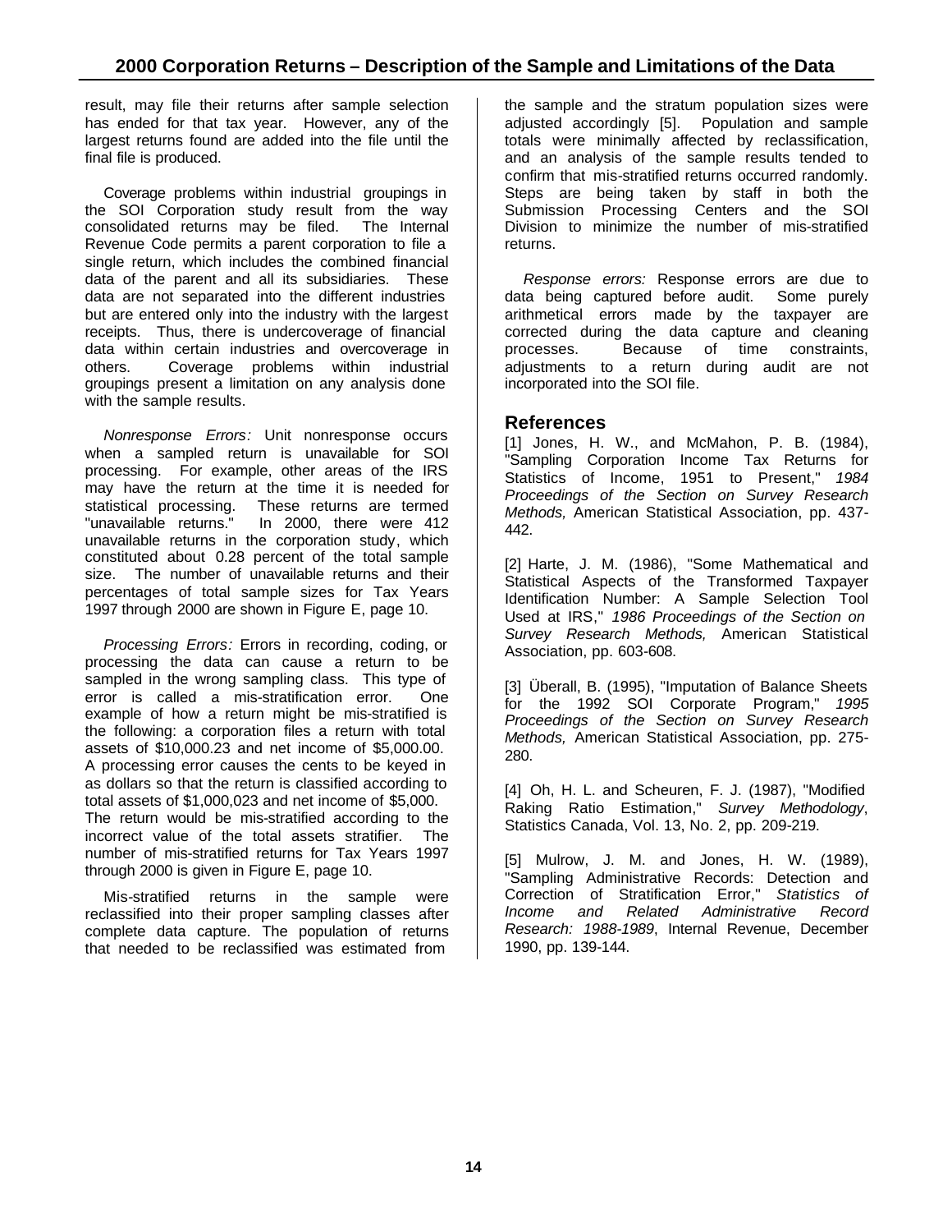result, may file their returns after sample selection has ended for that tax year. However, any of the largest returns found are added into the file until the final file is produced.

Coverage problems within industrial groupings in the SOI Corporation study result from the way consolidated returns may be filed. The Internal Revenue Code permits a parent corporation to file a single return, which includes the combined financial data of the parent and all its subsidiaries. These data are not separated into the different industries but are entered only into the industry with the largest receipts. Thus, there is undercoverage of financial data within certain industries and overcoverage in others. Coverage problems within industrial groupings present a limitation on any analysis done with the sample results.

*Nonresponse Errors:* Unit nonresponse occurs when a sampled return is unavailable for SOI processing. For example, other areas of the IRS may have the return at the time it is needed for statistical processing. These returns are termed "unavailable returns." In 2000, there were 412 unavailable returns in the corporation study, which constituted about 0.28 percent of the total sample size. The number of unavailable returns and their percentages of total sample sizes for Tax Years 1997 through 2000 are shown in Figure E, page 10.

*Processing Errors:* Errors in recording, coding, or processing the data can cause a return to be sampled in the wrong sampling class. This type of error is called a mis-stratification error. One example of how a return might be mis-stratified is the following: a corporation files a return with total assets of $10,000.23 and net income of $5,000.00. A processing error causes the cents to be keyed in as dollars so that the return is classified according to total assets of $1,000,023 and net income of $5,000. The return would be mis-stratified according to the incorrect value of the total assets stratifier. The number of mis-stratified returns for Tax Years 1997 through 2000 is given in Figure E, page 10.

Mis-stratified returns in the sample were reclassified into their proper sampling classes after complete data capture. The population of returns that needed to be reclassified was estimated from the sample and the stratum population sizes were adjusted accordingly [5]. Population and sample totals were minimally affected by reclassification, and an analysis of the sample results tended to confirm that mis-stratified returns occurred randomly. Steps are being taken by staff in both the Submission Processing Centers and the SOI Division to minimize the number of mis-stratified returns.

*Response errors:* Response errors are due to data being captured before audit. Some purely arithmetical errors made by the taxpayer are corrected during the data capture and cleaning processes. Because of time constraints, adjustments to a return during audit are not incorporated into the SOI file.

## References

[1] Jones, H. W., and McMahon, P. B. (1984), "Sampling Corporation Income Tax Returns for Statistics of Income, 1951 to Present," *1984 Proceedings of the Section on Survey Research Methods,* American Statistical Association, pp. 437-442.

[2] Harte, J. M. (1986), "Some Mathematical and Statistical Aspects of the Transformed Taxpayer Identification Number: A Sample Selection Tool Used at IRS," *1986 Proceedings of the Section on Survey Research Methods,* American Statistical Association, pp. 603-608.

[3] Überall, B. (1995), "Imputation of Balance Sheets for the 1992 SOI Corporate Program," *1995 Proceedings of the Section on Survey Research Methods,* American Statistical Association, pp. 275-280.

[4] Oh, H. L. and Scheuren, F. J. (1987), "Modified Raking Ratio Estimation," *Survey Methodology*, Statistics Canada, Vol. 13, No. 2, pp. 209-219.

[5] Mulrow, J. M. and Jones, H. W. (1989), "Sampling Administrative Records: Detection and Correction of Stratification Error," *Statistics of Income and Related Administrative Record Research: 1988-1989*, Internal Revenue, December 1990, pp. 139-144.